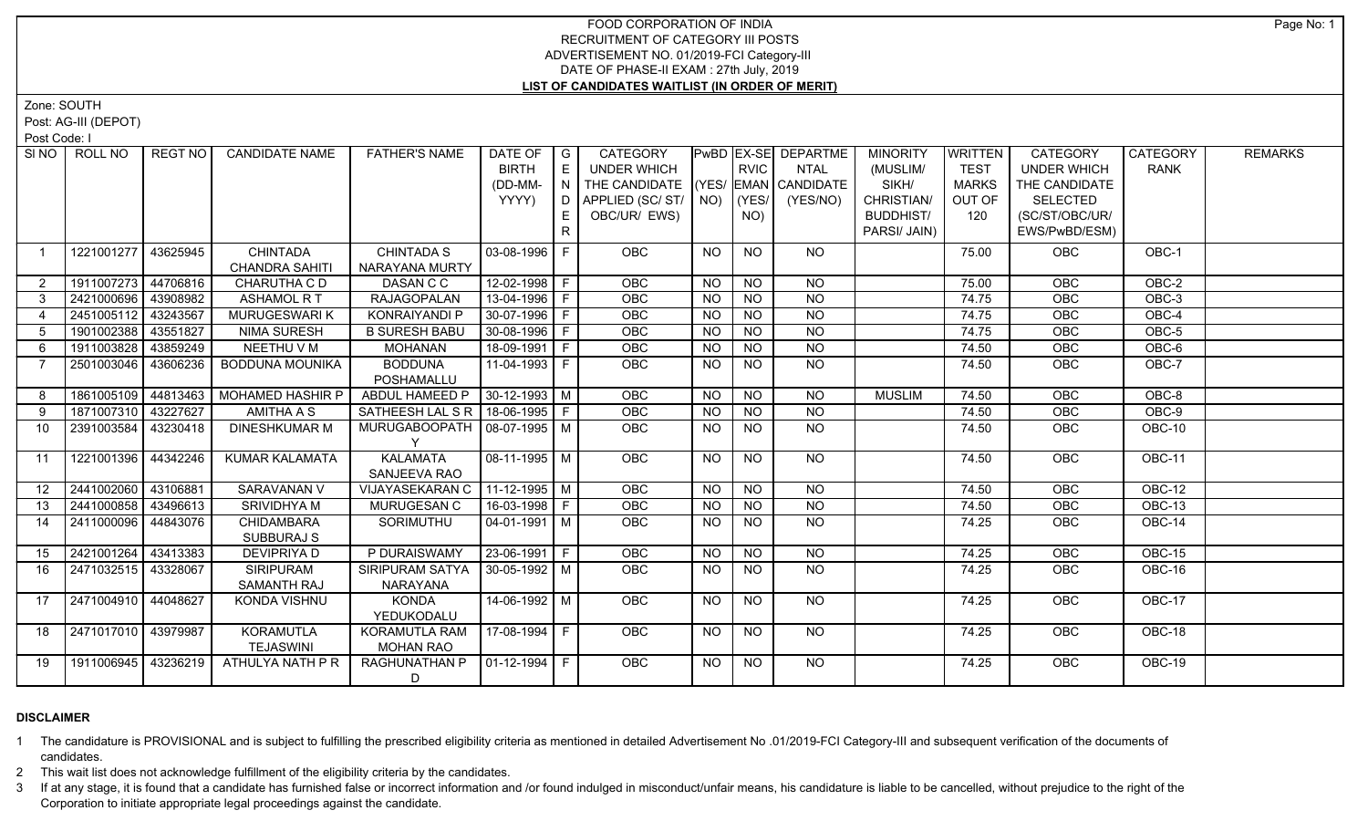# FOOD CORPORATION OF INDIA
## RECRUITMENT OF CATEGORY III POSTS
## ADVERTISEMENT NO. 01/2019-FCI Category-III
## DATE OF PHASE-II EXAM : 27th July, 2019
## LIST OF CANDIDATES WAITLIST (IN ORDER OF MERIT)

Zone: SOUTH

Post: AG-III (DEPOT)

Post Code: I

| Sl NO | ROLL NO | REGT NO | CANDIDATE NAME | FATHER'S NAME | DATE OF BIRTH (DD-MM-YYYY) | GENDER | CATEGORY UNDER WHICH THE CANDIDATE APPLIED (SC/ ST/ OBC/UR/ EWS) | PwBD (YES/ NO) | EX-SERVICEMAN (YES/ NO) | DEPARTMENTAL CANDIDATE (YES/NO) | MINORITY (MUSLIM/ SIKH/ CHRISTIAN/ BUDDHIST/ PARSI/ JAIN) | WRITTEN TEST MARKS OUT OF 120 | CATEGORY UNDER WHICH THE CANDIDATE SELECTED (SC/ST/OBC/UR/ EWS/PwBD/ESM) | CATEGORY RANK | REMARKS |
|---|---|---|---|---|---|---|---|---|---|---|---|---|---|---|---|
| 1 | 1221001277 | 43625945 | CHINTADA CHANDRA SAHITI | CHINTADA S NARAYANA MURTY | 03-08-1996 | F | OBC | NO | NO | NO | | 75.00 | OBC | OBC-1 | |
| 2 | 1911007273 | 44706816 | CHARUTHA C D | DASAN C C | 12-02-1998 | F | OBC | NO | NO | NO | | 75.00 | OBC | OBC-2 | |
| 3 | 2421000696 | 43908982 | ASHAMOL R T | RAJAGOPALAN | 13-04-1996 | F | OBC | NO | NO | NO | | 74.75 | OBC | OBC-3 | |
| 4 | 2451005112 | 43243567 | MURUGESWARI K | KONRAIYANDI P | 30-07-1996 | F | OBC | NO | NO | NO | | 74.75 | OBC | OBC-4 | |
| 5 | 1901002388 | 43551827 | NIMA SURESH | B SURESH BABU | 30-08-1996 | F | OBC | NO | NO | NO | | 74.75 | OBC | OBC-5 | |
| 6 | 1911003828 | 43859249 | NEETHU V M | MOHANAN | 18-09-1991 | F | OBC | NO | NO | NO | | 74.50 | OBC | OBC-6 | |
| 7 | 2501003046 | 43606236 | BODDUNA MOUNIKA | BODDUNA POSHAMALLU | 11-04-1993 | F | OBC | NO | NO | NO | | 74.50 | OBC | OBC-7 | |
| 8 | 1861005109 | 44813463 | MOHAMED HASHIR P | ABDUL HAMEED P | 30-12-1993 | M | OBC | NO | NO | NO | MUSLIM | 74.50 | OBC | OBC-8 | |
| 9 | 1871007310 | 43227627 | AMITHA A S | SATHEESH LAL S R | 18-06-1995 | F | OBC | NO | NO | NO | | 74.50 | OBC | OBC-9 | |
| 10 | 2391003584 | 43230418 | DINESHKUMAR M | MURUGABOOPATHY | 08-07-1995 | M | OBC | NO | NO | NO | | 74.50 | OBC | OBC-10 | |
| 11 | 1221001396 | 44342246 | KUMAR KALAMATA | KALAMATA SANJEEVA RAO | 08-11-1995 | M | OBC | NO | NO | NO | | 74.50 | OBC | OBC-11 | |
| 12 | 2441002060 | 43106881 | SARAVANAN V | VIJAYASEKARAN C | 11-12-1995 | M | OBC | NO | NO | NO | | 74.50 | OBC | OBC-12 | |
| 13 | 2441000858 | 43496613 | SRIVIDHYA M | MURUGESAN C | 16-03-1998 | F | OBC | NO | NO | NO | | 74.50 | OBC | OBC-13 | |
| 14 | 2411000096 | 44843076 | CHIDAMBARA SUBBURAJ S | SORIMUTHU | 04-01-1991 | M | OBC | NO | NO | NO | | 74.25 | OBC | OBC-14 | |
| 15 | 2421001264 | 43413383 | DEVIPRIYA D | P DURAISWAMY | 23-06-1991 | F | OBC | NO | NO | NO | | 74.25 | OBC | OBC-15 | |
| 16 | 2471032515 | 43328067 | SIRIPURAM SAMANTH RAJ | SIRIPURAM SATYA NARAYANA | 30-05-1992 | M | OBC | NO | NO | NO | | 74.25 | OBC | OBC-16 | |
| 17 | 2471004910 | 44048627 | KONDA VISHNU | KONDA YEDUKODALU | 14-06-1992 | M | OBC | NO | NO | NO | | 74.25 | OBC | OBC-17 | |
| 18 | 2471017010 | 43979987 | KORAMUTLA TEJASWINI | KORAMUTLA RAM MOHAN RAO | 17-08-1994 | F | OBC | NO | NO | NO | | 74.25 | OBC | OBC-18 | |
| 19 | 1911006945 | 43236219 | ATHULYA NATH P R | RAGHUNATHAN P D | 01-12-1994 | F | OBC | NO | NO | NO | | 74.25 | OBC | OBC-19 | |

### DISCLAIMER

1. The candidature is PROVISIONAL and is subject to fulfilling the prescribed eligibility criteria as mentioned in detailed Advertisement No .01/2019-FCI Category-III and subsequent verification of the documents of candidates.
2. This wait list does not acknowledge fulfillment of the eligibility criteria by the candidates.
3. If at any stage, it is found that a candidate has furnished false or incorrect information and /or found indulged in misconduct/unfair means, his candidature is liable to be cancelled, without prejudice to the right of the Corporation to initiate appropriate legal proceedings against the candidate.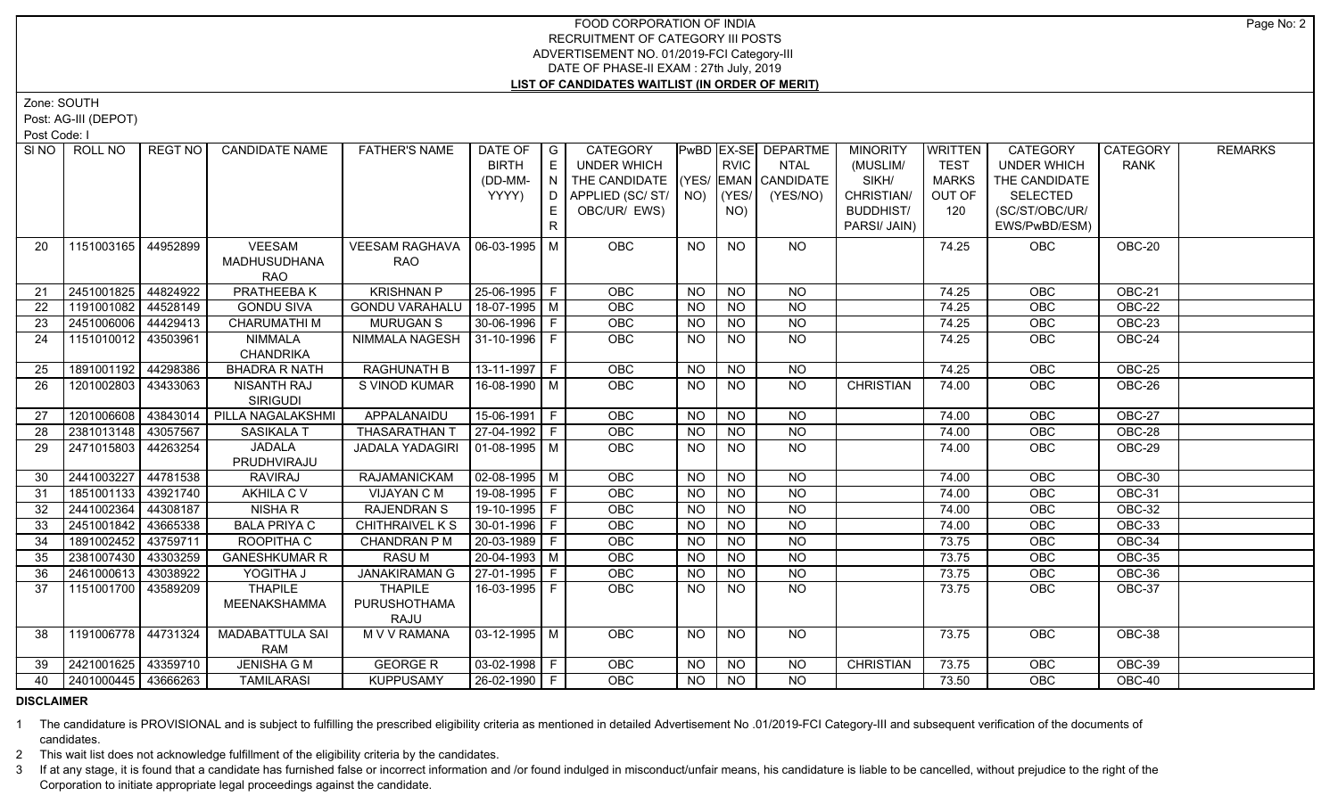FOOD CORPORATION OF INDIA
RECRUITMENT OF CATEGORY III POSTS
ADVERTISEMENT NO. 01/2019-FCI Category-III
DATE OF PHASE-II EXAM : 27th July, 2019
**LIST OF CANDIDATES WAITLIST (IN ORDER OF MERIT)**

Zone: SOUTH
Post: AG-III (DEPOT)
Post Code: I

| Sl NO | ROLL NO | REGT NO | CANDIDATE NAME | FATHER'S NAME | DATE OF BIRTH (DD-MM-YYYY) | GENDER | CATEGORY UNDER WHICH THE CANDIDATE APPLIED (SC/ ST/ OBC/UR/ EWS) | PwBD (YES/ NO) | EX-SERVICEMAN (YES/ NO) | DEPARTMENTAL CANDIDATE (YES/NO) | MINORITY (MUSLIM/ SIKH/ CHRISTIAN/ BUDDHIST/ PARSI/ JAIN) | WRITTEN TEST MARKS OUT OF 120 | CATEGORY UNDER WHICH THE CANDIDATE SELECTED (SC/ST/OBC/UR/ EWS/PwBD/ESM) | CATEGORY RANK | REMARKS |
|---|---|---|---|---|---|---|---|---|---|---|---|---|---|---|---|
| 20 | 1151003165 | 44952899 | VEESAM MADHUSUDHANA RAO | VEESAM RAGHAVA RAO | 06-03-1995 | M | OBC | NO | NO | NO | | 74.25 | OBC | OBC-20 | |
| 21 | 2451001825 | 44824922 | PRATHEEBA K | KRISHNAN P | 25-06-1995 | F | OBC | NO | NO | NO | | 74.25 | OBC | OBC-21 | |
| 22 | 1191001082 | 44528149 | GONDU SIVA | GONDU VARAHALU | 18-07-1995 | M | OBC | NO | NO | NO | | 74.25 | OBC | OBC-22 | |
| 23 | 2451006006 | 44429413 | CHARUMATHI M | MURUGAN S | 30-06-1996 | F | OBC | NO | NO | NO | | 74.25 | OBC | OBC-23 | |
| 24 | 1151010012 | 43503961 | NIMMALA CHANDRIKA | NIMMALA NAGESH | 31-10-1996 | F | OBC | NO | NO | NO | | 74.25 | OBC | OBC-24 | |
| 25 | 1891001192 | 44298386 | BHADRA R NATH | RAGHUNATH B | 13-11-1997 | F | OBC | NO | NO | NO | | 74.25 | OBC | OBC-25 | |
| 26 | 1201002803 | 43433063 | NISANTH RAJ SIRIGUDI | S VINOD KUMAR | 16-08-1990 | M | OBC | NO | NO | NO | CHRISTIAN | 74.00 | OBC | OBC-26 | |
| 27 | 1201006608 | 43843014 | PILLA NAGALAKSHMI | APPALANAIDU | 15-06-1991 | F | OBC | NO | NO | NO | | 74.00 | OBC | OBC-27 | |
| 28 | 2381013148 | 43057567 | SASIKALA T | THASARATHAN T | 27-04-1992 | F | OBC | NO | NO | NO | | 74.00 | OBC | OBC-28 | |
| 29 | 2471015803 | 44263254 | JADALA PRUDHVIRAJU | JADALA YADAGIRI | 01-08-1995 | M | OBC | NO | NO | NO | | 74.00 | OBC | OBC-29 | |
| 30 | 2441003227 | 44781538 | RAVIRAJ | RAJAMANICKAM | 02-08-1995 | M | OBC | NO | NO | NO | | 74.00 | OBC | OBC-30 | |
| 31 | 1851001133 | 43921740 | AKHILA C V | VIJAYAN C M | 19-08-1995 | F | OBC | NO | NO | NO | | 74.00 | OBC | OBC-31 | |
| 32 | 2441002364 | 44308187 | NISHA R | RAJENDRAN S | 19-10-1995 | F | OBC | NO | NO | NO | | 74.00 | OBC | OBC-32 | |
| 33 | 2451001842 | 43665338 | BALA PRIYA C | CHITHRAIVEL K S | 30-01-1996 | F | OBC | NO | NO | NO | | 74.00 | OBC | OBC-33 | |
| 34 | 1891002452 | 43759711 | ROOPITHA C | CHANDRAN P M | 20-03-1989 | F | OBC | NO | NO | NO | | 73.75 | OBC | OBC-34 | |
| 35 | 2381007430 | 43303259 | GANESHKUMAR R | RASU M | 20-04-1993 | M | OBC | NO | NO | NO | | 73.75 | OBC | OBC-35 | |
| 36 | 2461000613 | 43038922 | YOGITHA J | JANAKIRAMAN G | 27-01-1995 | F | OBC | NO | NO | NO | | 73.75 | OBC | OBC-36 | |
| 37 | 1151001700 | 43589209 | THAPILE MEENAKSHAMMA | THAPILE PURUSHOTHAMA RAJU | 16-03-1995 | F | OBC | NO | NO | NO | | 73.75 | OBC | OBC-37 | |
| 38 | 1191006778 | 44731324 | MADABATTULA SAI RAM | M V V RAMANA | 03-12-1995 | M | OBC | NO | NO | NO | | 73.75 | OBC | OBC-38 | |
| 39 | 2421001625 | 43359710 | JENISHA G M | GEORGE R | 03-02-1998 | F | OBC | NO | NO | NO | CHRISTIAN | 73.75 | OBC | OBC-39 | |
| 40 | 2401000445 | 43666263 | TAMILARASI | KUPPUSAMY | 26-02-1990 | F | OBC | NO | NO | NO | | 73.50 | OBC | OBC-40 | |

**DISCLAIMER**

1 The candidature is PROVISIONAL and is subject to fulfilling the prescribed eligibility criteria as mentioned in detailed Advertisement No .01/2019-FCI Category-III and subsequent verification of the documents of candidates.

2 This wait list does not acknowledge fulfillment of the eligibility criteria by the candidates.

3 If at any stage, it is found that a candidate has furnished false or incorrect information and /or found indulged in misconduct/unfair means, his candidature is liable to be cancelled, without prejudice to the right of the Corporation to initiate appropriate legal proceedings against the candidate.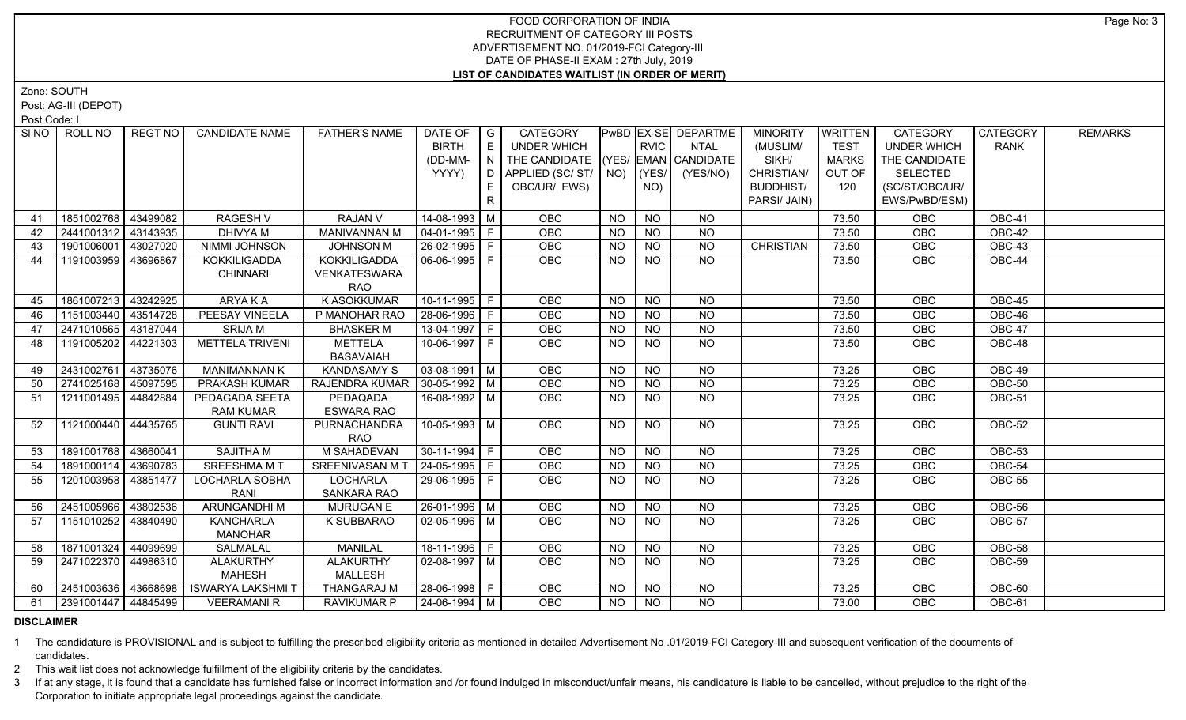# FOOD CORPORATION OF INDIA
## RECRUITMENT OF CATEGORY III POSTS
### ADVERTISEMENT NO. 01/2019-FCI Category-III
### DATE OF PHASE-II EXAM : 27th July, 2019
### LIST OF CANDIDATES WAITLIST (IN ORDER OF MERIT)

Zone: SOUTH

Post: AG-III (DEPOT)

Post Code: I

| Sl NO | ROLL NO | REGT NO | CANDIDATE NAME | FATHER'S NAME | DATE OF BIRTH (DD-MM-YYYY) | GENDER | CATEGORY UNDER WHICH THE CANDIDATE APPLIED (SC/ ST/ OBC/UR/ EWS) | PwBD (YES/ NO) | EX-SERVICEMAN (YES/ NO) | DEPARTMENTAL CANDIDATE (YES/NO) | MINORITY (MUSLIM/ SIKH/ CHRISTIAN/ BUDDHIST/ PARSI/ JAIN) | WRITTEN TEST MARKS OUT OF 120 | CATEGORY UNDER WHICH THE CANDIDATE SELECTED (SC/ST/OBC/UR/ EWS/PwBD/ESM) | CATEGORY RANK | REMARKS |
|---|---|---|---|---|---|---|---|---|---|---|---|---|---|---|---|
| 41 | 1851002768 | 43499082 | RAGESH V | RAJAN V | 14-08-1993 | M | OBC | NO | NO | NO | | 73.50 | OBC | OBC-41 | |
| 42 | 2441001312 | 43143935 | DHIVYA M | MANIVANNAN M | 04-01-1995 | F | OBC | NO | NO | NO | | 73.50 | OBC | OBC-42 | |
| 43 | 1901006001 | 43027020 | NIMMI JOHNSON | JOHNSON M | 26-02-1995 | F | OBC | NO | NO | NO | CHRISTIAN | 73.50 | OBC | OBC-43 | |
| 44 | 1191003959 | 43696867 | KOKKILIGADDA CHINNARI | KOKKILIGADDA VENKATESWARA RAO | 06-06-1995 | F | OBC | NO | NO | NO | | 73.50 | OBC | OBC-44 | |
| 45 | 1861007213 | 43242925 | ARYA K A | K ASOKKUMAR | 10-11-1995 | F | OBC | NO | NO | NO | | 73.50 | OBC | OBC-45 | |
| 46 | 1151003440 | 43514728 | PEESAY VINEELA | P MANOHAR RAO | 28-06-1996 | F | OBC | NO | NO | NO | | 73.50 | OBC | OBC-46 | |
| 47 | 2471010565 | 43187044 | SRIJA M | BHASKER M | 13-04-1997 | F | OBC | NO | NO | NO | | 73.50 | OBC | OBC-47 | |
| 48 | 1191005202 | 44221303 | METTELA TRIVENI | METTELA BASAVAIAH | 10-06-1997 | F | OBC | NO | NO | NO | | 73.50 | OBC | OBC-48 | |
| 49 | 2431002761 | 43735076 | MANIMANNAN K | KANDASAMY S | 03-08-1991 | M | OBC | NO | NO | NO | | 73.25 | OBC | OBC-49 | |
| 50 | 2741025168 | 45097595 | PRAKASH KUMAR | RAJENDRA KUMAR | 30-05-1992 | M | OBC | NO | NO | NO | | 73.25 | OBC | OBC-50 | |
| 51 | 1211001495 | 44842884 | PEDAGADA SEETA RAM KUMAR | PEDAQADA ESWARA RAO | 16-08-1992 | M | OBC | NO | NO | NO | | 73.25 | OBC | OBC-51 | |
| 52 | 1121000440 | 44435765 | GUNTI RAVI | PURNACHANDRA RAO | 10-05-1993 | M | OBC | NO | NO | NO | | 73.25 | OBC | OBC-52 | |
| 53 | 1891001768 | 43660041 | SAJITHA M | M SAHADEVAN | 30-11-1994 | F | OBC | NO | NO | NO | | 73.25 | OBC | OBC-53 | |
| 54 | 1891000114 | 43690783 | SREESHMA M T | SREENIVASAN M T | 24-05-1995 | F | OBC | NO | NO | NO | | 73.25 | OBC | OBC-54 | |
| 55 | 1201003958 | 43851477 | LOCHARLA SOBHA RANI | LOCHARLA SANKARA RAO | 29-06-1995 | F | OBC | NO | NO | NO | | 73.25 | OBC | OBC-55 | |
| 56 | 2451005966 | 43802536 | ARUNGANDHI M | MURUGAN E | 26-01-1996 | M | OBC | NO | NO | NO | | 73.25 | OBC | OBC-56 | |
| 57 | 1151010252 | 43840490 | KANCHARLA MANOHAR | K SUBBARAO | 02-05-1996 | M | OBC | NO | NO | NO | | 73.25 | OBC | OBC-57 | |
| 58 | 1871001324 | 44099699 | SALMALAL | MANILAL | 18-11-1996 | F | OBC | NO | NO | NO | | 73.25 | OBC | OBC-58 | |
| 59 | 2471022370 | 44986310 | ALAKURTHY MAHESH | ALAKURTHY MALLESH | 02-08-1997 | M | OBC | NO | NO | NO | | 73.25 | OBC | OBC-59 | |
| 60 | 2451003636 | 43668698 | ISWARYA LAKSHMI T | THANGARAJ M | 28-06-1998 | F | OBC | NO | NO | NO | | 73.25 | OBC | OBC-60 | |
| 61 | 2391001447 | 44845499 | VEERAMANI R | RAVIKUMAR P | 24-06-1994 | M | OBC | NO | NO | NO | | 73.00 | OBC | OBC-61 | |

**DISCLAIMER**

1 The candidature is PROVISIONAL and is subject to fulfilling the prescribed eligibility criteria as mentioned in detailed Advertisement No .01/2019-FCI Category-III and subsequent verification of the documents of candidates.

2 This wait list does not acknowledge fulfillment of the eligibility criteria by the candidates.

3 If at any stage, it is found that a candidate has furnished false or incorrect information and /or found indulged in misconduct/unfair means, his candidature is liable to be cancelled, without prejudice to the right of the Corporation to initiate appropriate legal proceedings against the candidate.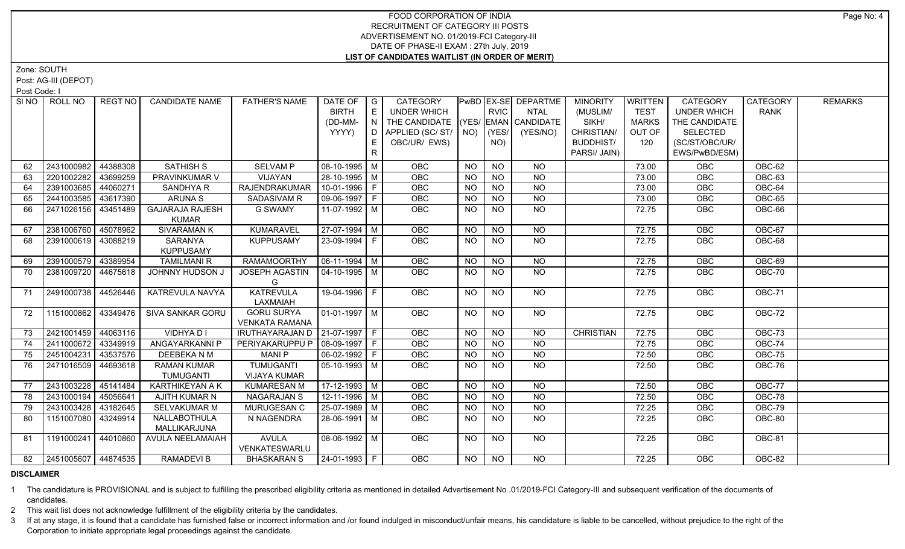# FOOD CORPORATION OF INDIA
## RECRUITMENT OF CATEGORY III POSTS
## ADVERTISEMENT NO. 01/2019-FCI Category-III
## DATE OF PHASE-II EXAM : 27th July, 2019
## LIST OF CANDIDATES WAITLIST (IN ORDER OF MERIT)

Zone: SOUTH

Post: AG-III (DEPOT)

Post Code: I

| SI NO | ROLL NO | REGT NO | CANDIDATE NAME | FATHER'S NAME | DATE OF BIRTH (DD-MM-YYYY) | GENDER | CATEGORY UNDER WHICH THE CANDIDATE APPLIED (SC/ ST/ OBC/UR/ EWS) | PwBD (YES/ NO) | EX-SERVICEMAN (YES/ NO) | DEPARTMENTAL CANDIDATE (YES/NO) | MINORITY (MUSLIM/ SIKH/ CHRISTIAN/ BUDDHIST/ PARSI/ JAIN) | WRITTEN TEST MARKS OUT OF 120 | CATEGORY UNDER WHICH THE CANDIDATE SELECTED (SC/ST/OBC/UR/ EWS/PwBD/ESM) | CATEGORY RANK | REMARKS |
|---|---|---|---|---|---|---|---|---|---|---|---|---|---|---|---|
| 62 | 2431000982 | 44388308 | SATHISH S | SELVAM P | 08-10-1995 | M | OBC | NO | NO | NO | | 73.00 | OBC | OBC-62 | |
| 63 | 2201002282 | 43699259 | PRAVINKUMAR V | VIJAYAN | 28-10-1995 | M | OBC | NO | NO | NO | | 73.00 | OBC | OBC-63 | |
| 64 | 2391003685 | 44060271 | SANDHYA R | RAJENDRAKUMAR | 10-01-1996 | F | OBC | NO | NO | NO | | 73.00 | OBC | OBC-64 | |
| 65 | 2441003585 | 43617390 | ARUNA S | SADASIVAM R | 09-06-1997 | F | OBC | NO | NO | NO | | 73.00 | OBC | OBC-65 | |
| 66 | 2471026156 | 43451489 | GAJARAJA RAJESH KUMAR | G SWAMY | 11-07-1992 | M | OBC | NO | NO | NO | | 72.75 | OBC | OBC-66 | |
| 67 | 2381006760 | 45078962 | SIVARAMAN K | KUMARAVEL | 27-07-1994 | M | OBC | NO | NO | NO | | 72.75 | OBC | OBC-67 | |
| 68 | 2391000619 | 43088219 | SARANYA KUPPUSAMY | KUPPUSAMY | 23-09-1994 | F | OBC | NO | NO | NO | | 72.75 | OBC | OBC-68 | |
| 69 | 2391000579 | 43389954 | TAMILMANI R | RAMAMOORTHY | 06-11-1994 | M | OBC | NO | NO | NO | | 72.75 | OBC | OBC-69 | |
| 70 | 2381009720 | 44675618 | JOHNNY HUDSON J | JOSEPH AGASTIN G | 04-10-1995 | M | OBC | NO | NO | NO | | 72.75 | OBC | OBC-70 | |
| 71 | 2491000738 | 44526446 | KATREVULA NAVYA | KATREVULA LAXMAIAH | 19-04-1996 | F | OBC | NO | NO | NO | | 72.75 | OBC | OBC-71 | |
| 72 | 1151000862 | 43349476 | SIVA SANKAR GORU | GORU SURYA VENKATA RAMANA | 01-01-1997 | M | OBC | NO | NO | NO | | 72.75 | OBC | OBC-72 | |
| 73 | 2421001459 | 44063116 | VIDHYA D I | IRUTHAYARAJAN D | 21-07-1997 | F | OBC | NO | NO | NO | CHRISTIAN | 72.75 | OBC | OBC-73 | |
| 74 | 2411000672 | 43349919 | ANGAYARKANNI P | PERIYAKARUPPU P | 08-09-1997 | F | OBC | NO | NO | NO | | 72.75 | OBC | OBC-74 | |
| 75 | 2451004231 | 43537576 | DEEBEKA N M | MANI P | 06-02-1992 | F | OBC | NO | NO | NO | | 72.50 | OBC | OBC-75 | |
| 76 | 2471016509 | 44693618 | RAMAN KUMAR TUMUGANTI | TUMUGANTI VIJAYA KUMAR | 05-10-1993 | M | OBC | NO | NO | NO | | 72.50 | OBC | OBC-76 | |
| 77 | 2431003228 | 45141484 | KARTHIKEYAN A K | KUMARESAN M | 17-12-1993 | M | OBC | NO | NO | NO | | 72.50 | OBC | OBC-77 | |
| 78 | 2431000194 | 45056641 | AJITH KUMAR N | NAGARAJAN S | 12-11-1996 | M | OBC | NO | NO | NO | | 72.50 | OBC | OBC-78 | |
| 79 | 2431003428 | 43182645 | SELVAKUMAR M | MURUGESAN C | 25-07-1989 | M | OBC | NO | NO | NO | | 72.25 | OBC | OBC-79 | |
| 80 | 1151007080 | 43249914 | NALLABOTHULA MALLIKARJUNA | N NAGENDRA | 28-06-1991 | M | OBC | NO | NO | NO | | 72.25 | OBC | OBC-80 | |
| 81 | 1191000241 | 44010860 | AVULA NEELAMAIAH | AVULA VENKATESWARLU | 08-06-1992 | M | OBC | NO | NO | NO | | 72.25 | OBC | OBC-81 | |
| 82 | 2451005607 | 44874535 | RAMADEVI B | BHASKARAN S | 24-01-1993 | F | OBC | NO | NO | NO | | 72.25 | OBC | OBC-82 | |

**DISCLAIMER**

1 The candidature is PROVISIONAL and is subject to fulfilling the prescribed eligibility criteria as mentioned in detailed Advertisement No .01/2019-FCI Category-III and subsequent verification of the documents of candidates.

2 This wait list does not acknowledge fulfillment of the eligibility criteria by the candidates.

3 If at any stage, it is found that a candidate has furnished false or incorrect information and /or found indulged in misconduct/unfair means, his candidature is liable to be cancelled, without prejudice to the right of the Corporation to initiate appropriate legal proceedings against the candidate.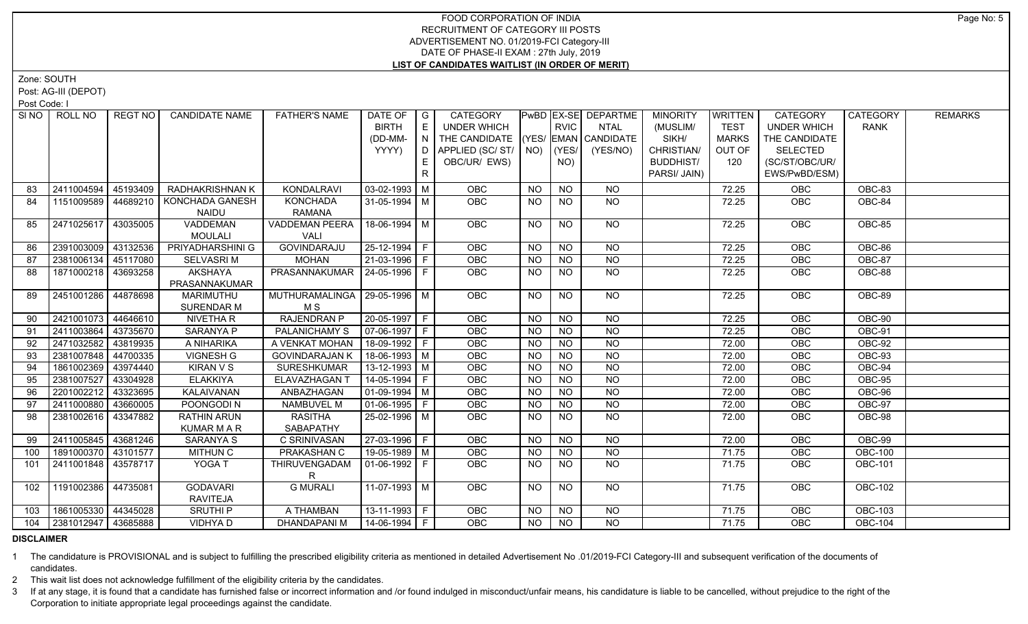# FOOD CORPORATION OF INDIA
## RECRUITMENT OF CATEGORY III POSTS
### ADVERTISEMENT NO. 01/2019-FCI Category-III
### DATE OF PHASE-II EXAM : 27th July, 2019
### LIST OF CANDIDATES WAITLIST (IN ORDER OF MERIT)

Zone: SOUTH

Post: AG-III (DEPOT)

Post Code: I

| Sl NO | ROLL NO | REGT NO | CANDIDATE NAME | FATHER'S NAME | DATE OF BIRTH (DD-MM-YYYY) | GENDER | CATEGORY UNDER WHICH THE CANDIDATE APPLIED (SC/ ST/ OBC/UR/ EWS) | PwBD (YES/ NO) | EX-SERVICEMAN (YES/ NO) | DEPARTMENTAL CANDIDATE (YES/NO) | MINORITY (MUSLIM/ SIKH/ CHRISTIAN/ BUDDHIST/ PARSI/ JAIN) | WRITTEN TEST MARKS OUT OF 120 | CATEGORY UNDER WHICH THE CANDIDATE SELECTED (SC/ST/OBC/UR/ EWS/PwBD/ESM) | CATEGORY RANK | REMARKS |
|---|---|---|---|---|---|---|---|---|---|---|---|---|---|---|---|
| 83 | 2411004594 | 45193409 | RADHAKRISHNAN K | KONDALRAVI | 03-02-1993 | M | OBC | NO | NO | NO | | 72.25 | OBC | OBC-83 | |
| 84 | 1151009589 | 44689210 | KONCHADA GANESH NAIDU | KONCHADA RAMANA | 31-05-1994 | M | OBC | NO | NO | NO | | 72.25 | OBC | OBC-84 | |
| 85 | 2471025617 | 43035005 | VADDEMAN MOULALI | VADDEMAN PEERA VALI | 18-06-1994 | M | OBC | NO | NO | NO | | 72.25 | OBC | OBC-85 | |
| 86 | 2391003009 | 43132536 | PRIYADHARSHINI G | GOVINDARAJU | 25-12-1994 | F | OBC | NO | NO | NO | | 72.25 | OBC | OBC-86 | |
| 87 | 2381006134 | 45117080 | SELVASRI M | MOHAN | 21-03-1996 | F | OBC | NO | NO | NO | | 72.25 | OBC | OBC-87 | |
| 88 | 1871000218 | 43693258 | AKSHAYA PRASANNAKUMAR | PRASANNAKUMAR | 24-05-1996 | F | OBC | NO | NO | NO | | 72.25 | OBC | OBC-88 | |
| 89 | 2451001286 | 44878698 | MARIMUTHU SURENDAR M | MUTHURAMALINGA M S | 29-05-1996 | M | OBC | NO | NO | NO | | 72.25 | OBC | OBC-89 | |
| 90 | 2421001073 | 44646610 | NIVETHA R | RAJENDRAN P | 20-05-1997 | F | OBC | NO | NO | NO | | 72.25 | OBC | OBC-90 | |
| 91 | 2411003864 | 43735670 | SARANYA P | PALANICHAMY S | 07-06-1997 | F | OBC | NO | NO | NO | | 72.25 | OBC | OBC-91 | |
| 92 | 2471032582 | 43819935 | A NIHARIKA | A VENKAT MOHAN | 18-09-1992 | F | OBC | NO | NO | NO | | 72.00 | OBC | OBC-92 | |
| 93 | 2381007848 | 44700335 | VIGNESH G | GOVINDARAJAN K | 18-06-1993 | M | OBC | NO | NO | NO | | 72.00 | OBC | OBC-93 | |
| 94 | 1861002369 | 43974440 | KIRAN V S | SURESHKUMAR | 13-12-1993 | M | OBC | NO | NO | NO | | 72.00 | OBC | OBC-94 | |
| 95 | 2381007527 | 43304928 | ELAKKIYA | ELAVAZHAGAN T | 14-05-1994 | F | OBC | NO | NO | NO | | 72.00 | OBC | OBC-95 | |
| 96 | 2201002212 | 43323695 | KALAIVANAN | ANBAZHAGAN | 01-09-1994 | M | OBC | NO | NO | NO | | 72.00 | OBC | OBC-96 | |
| 97 | 2411000880 | 43660005 | POONGODI N | NAMBUVEL M | 01-06-1995 | F | OBC | NO | NO | NO | | 72.00 | OBC | OBC-97 | |
| 98 | 2381002616 | 43347882 | RATHIN ARUN KUMAR M A R | RASITHA SABAPATHY | 25-02-1996 | M | OBC | NO | NO | NO | | 72.00 | OBC | OBC-98 | |
| 99 | 2411005845 | 43681246 | SARANYA S | C SRINIVASAN | 27-03-1996 | F | OBC | NO | NO | NO | | 72.00 | OBC | OBC-99 | |
| 100 | 1891000370 | 43101577 | MITHUN C | PRAKASHAN C | 19-05-1989 | M | OBC | NO | NO | NO | | 71.75 | OBC | OBC-100 | |
| 101 | 2411001848 | 43578717 | YOGA T | THIRUVENGADAM R | 01-06-1992 | F | OBC | NO | NO | NO | | 71.75 | OBC | OBC-101 | |
| 102 | 1191002386 | 44735081 | GODAVARI RAVITEJA | G MURALI | 11-07-1993 | M | OBC | NO | NO | NO | | 71.75 | OBC | OBC-102 | |
| 103 | 1861005330 | 44345028 | SRUTHI P | A THAMBAN | 13-11-1993 | F | OBC | NO | NO | NO | | 71.75 | OBC | OBC-103 | |
| 104 | 2381012947 | 43685888 | VIDHYA D | DHANDAPANI M | 14-06-1994 | F | OBC | NO | NO | NO | | 71.75 | OBC | OBC-104 | |

**DISCLAIMER**

1 The candidature is PROVISIONAL and is subject to fulfilling the prescribed eligibility criteria as mentioned in detailed Advertisement No .01/2019-FCI Category-III and subsequent verification of the documents of candidates.

2 This wait list does not acknowledge fulfillment of the eligibility criteria by the candidates.

3 If at any stage, it is found that a candidate has furnished false or incorrect information and /or found indulged in misconduct/unfair means, his candidature is liable to be cancelled, without prejudice to the right of the Corporation to initiate appropriate legal proceedings against the candidate.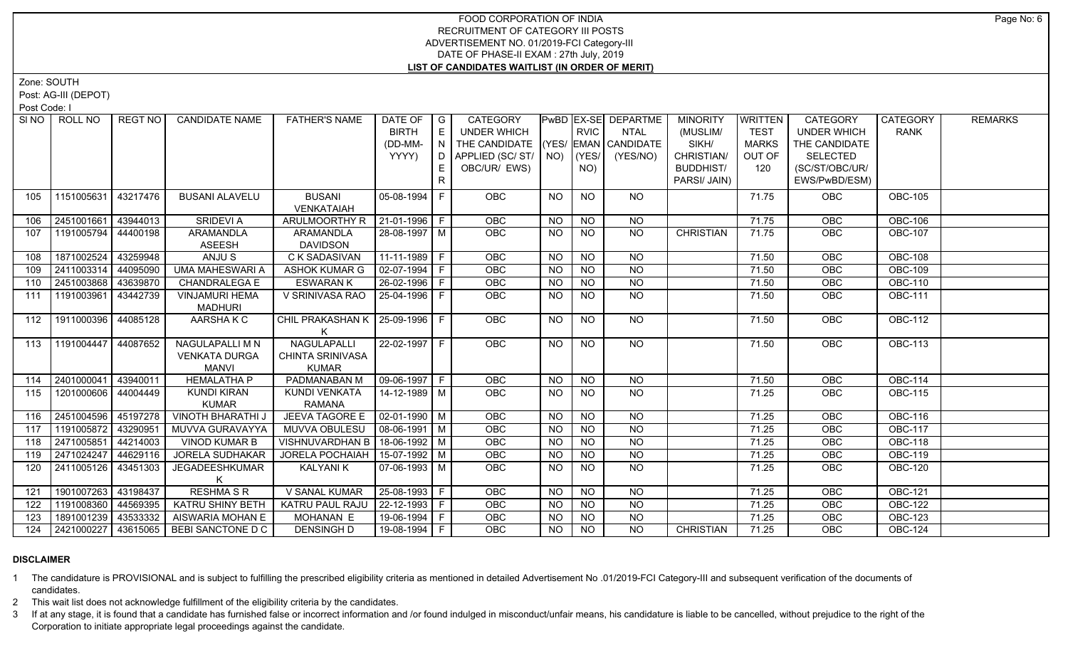# FOOD CORPORATION OF INDIA
## RECRUITMENT OF CATEGORY III POSTS
### ADVERTISEMENT NO. 01/2019-FCI Category-III
### DATE OF PHASE-II EXAM : 27th July, 2019
### LIST OF CANDIDATES WAITLIST (IN ORDER OF MERIT)

Zone: SOUTH

Post: AG-III (DEPOT)

Post Code: I

| Sl NO | ROLL NO | REGT NO | CANDIDATE NAME | FATHER'S NAME | DATE OF BIRTH (DD-MM-YYYY) | GENDER | CATEGORY UNDER WHICH THE CANDIDATE APPLIED (SC/ ST/ OBC/UR/ EWS) | PwBD (YES/ NO) | EX-SERVICEMAN (YES/ NO) | DEPARTMENTAL CANDIDATE (YES/NO) | MINORITY (MUSLIM/ SIKH/ CHRISTIAN/ BUDDHIST/ PARSI/ JAIN) | WRITTEN TEST MARKS OUT OF 120 | CATEGORY UNDER WHICH THE CANDIDATE SELECTED (SC/ST/OBC/UR/ EWS/PwBD/ESM) | CATEGORY RANK | REMARKS |
|---|---|---|---|---|---|---|---|---|---|---|---|---|---|---|---|
| 105 | 1151005631 | 43217476 | BUSANI ALAVELU | BUSANI VENKATAIAH | 05-08-1994 | F | OBC | NO | NO | NO | | 71.75 | OBC | OBC-105 | |
| 106 | 2451001661 | 43944013 | SRIDEVI A | ARULMOORTHY R | 21-01-1996 | F | OBC | NO | NO | NO | | 71.75 | OBC | OBC-106 | |
| 107 | 1191005794 | 44400198 | ARAMANDLA ASEESH | ARAMANDLA DAVIDSON | 28-08-1997 | M | OBC | NO | NO | NO | CHRISTIAN | 71.75 | OBC | OBC-107 | |
| 108 | 1871002524 | 43259948 | ANJU S | C K SADASIVAN | 11-11-1989 | F | OBC | NO | NO | NO | | 71.50 | OBC | OBC-108 | |
| 109 | 2411003314 | 44095090 | UMA MAHESWARI A | ASHOK KUMAR G | 02-07-1994 | F | OBC | NO | NO | NO | | 71.50 | OBC | OBC-109 | |
| 110 | 2451003868 | 43639870 | CHANDRALEGA E | ESWARAN K | 26-02-1996 | F | OBC | NO | NO | NO | | 71.50 | OBC | OBC-110 | |
| 111 | 1191003961 | 43442739 | VINJAMURI HEMA MADHURI | V SRINIVASA RAO | 25-04-1996 | F | OBC | NO | NO | NO | | 71.50 | OBC | OBC-111 | |
| 112 | 1911000396 | 44085128 | AARSHA K C | CHIL PRAKASHAN K K | 25-09-1996 | F | OBC | NO | NO | NO | | 71.50 | OBC | OBC-112 | |
| 113 | 1191004447 | 44087652 | NAGULAPALLI M N VENKATA DURGA MANVI | NAGULAPALLI CHINTA SRINIVASA KUMAR | 22-02-1997 | F | OBC | NO | NO | NO | | 71.50 | OBC | OBC-113 | |
| 114 | 2401000041 | 43940011 | HEMALATHA P | PADMANABAN M | 09-06-1997 | F | OBC | NO | NO | NO | | 71.50 | OBC | OBC-114 | |
| 115 | 1201000606 | 44004449 | KUNDI KIRAN KUMAR | KUNDI VENKATA RAMANA | 14-12-1989 | M | OBC | NO | NO | NO | | 71.25 | OBC | OBC-115 | |
| 116 | 2451004596 | 45197278 | VINOTH BHARATHI J | JEEVA TAGORE E | 02-01-1990 | M | OBC | NO | NO | NO | | 71.25 | OBC | OBC-116 | |
| 117 | 1191005872 | 43290951 | MUVVA GURAVAYYA | MUVVA OBULESU | 08-06-1991 | M | OBC | NO | NO | NO | | 71.25 | OBC | OBC-117 | |
| 118 | 2471005851 | 44214003 | VINOD KUMAR B | VISHNUVARDHAN B | 18-06-1992 | M | OBC | NO | NO | NO | | 71.25 | OBC | OBC-118 | |
| 119 | 2471024247 | 44629116 | JORELA SUDHAKAR | JORELA POCHAIAH | 15-07-1992 | M | OBC | NO | NO | NO | | 71.25 | OBC | OBC-119 | |
| 120 | 2411005126 | 43451303 | JEGADEESHKUMAR K | KALYANI K | 07-06-1993 | M | OBC | NO | NO | NO | | 71.25 | OBC | OBC-120 | |
| 121 | 1901007263 | 43198437 | RESHMA S R | V SANAL KUMAR | 25-08-1993 | F | OBC | NO | NO | NO | | 71.25 | OBC | OBC-121 | |
| 122 | 1191008360 | 44569395 | KATRU SHINY BETH | KATRU PAUL RAJU | 22-12-1993 | F | OBC | NO | NO | NO | | 71.25 | OBC | OBC-122 | |
| 123 | 1891001239 | 43533332 | AISWARIA MOHAN E | MOHANAN E | 19-06-1994 | F | OBC | NO | NO | NO | | 71.25 | OBC | OBC-123 | |
| 124 | 2421000227 | 43615065 | BEBI SANCTONE D C | DENSINGH D | 19-08-1994 | F | OBC | NO | NO | NO | CHRISTIAN | 71.25 | OBC | OBC-124 | |

**DISCLAIMER**

1. The candidature is PROVISIONAL and is subject to fulfilling the prescribed eligibility criteria as mentioned in detailed Advertisement No .01/2019-FCI Category-III and subsequent verification of the documents of candidates.
2. This wait list does not acknowledge fulfillment of the eligibility criteria by the candidates.
3. If at any stage, it is found that a candidate has furnished false or incorrect information and /or found indulged in misconduct/unfair means, his candidature is liable to be cancelled, without prejudice to the right of the Corporation to initiate appropriate legal proceedings against the candidate.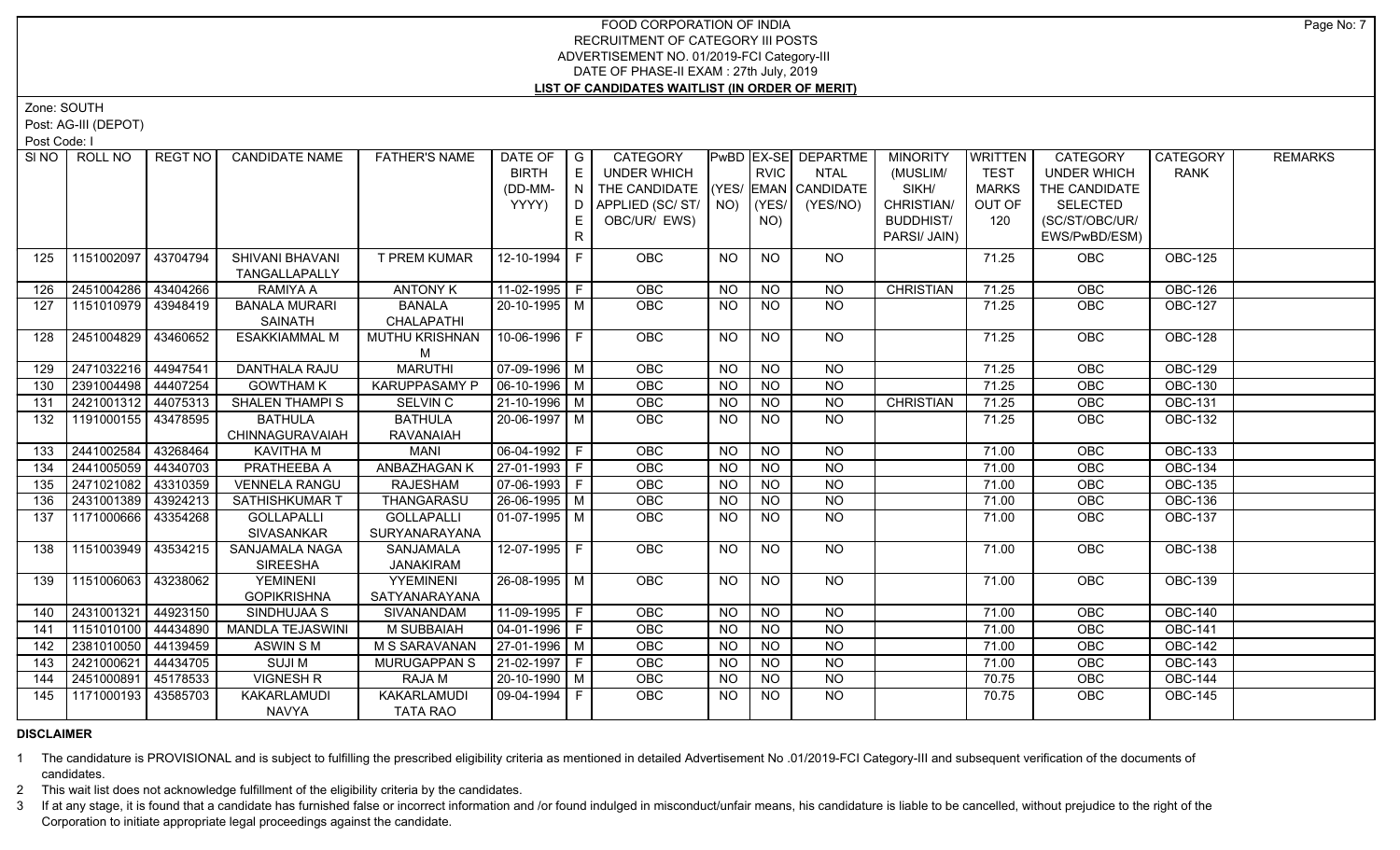# FOOD CORPORATION OF INDIA
## RECRUITMENT OF CATEGORY III POSTS
## ADVERTISEMENT NO. 01/2019-FCI Category-III
## DATE OF PHASE-II EXAM : 27th July, 2019
## LIST OF CANDIDATES WAITLIST (IN ORDER OF MERIT)

Zone: SOUTH

Post: AG-III (DEPOT)

Post Code: I

| SI NO | ROLL NO | REGT NO | CANDIDATE NAME | FATHER'S NAME | DATE OF BIRTH (DD-MM-YYYY) | GENDER | CATEGORY UNDER WHICH THE CANDIDATE APPLIED (SC/ ST/ OBC/UR/ EWS) | PwBD (YES/ NO) | EX-SERVICEMAN (YES/ NO) | DEPARTMENTAL CANDIDATE (YES/NO) | MINORITY (MUSLIM/ SIKH/ CHRISTIAN/ BUDDHIST/ PARSI/ JAIN) | WRITTEN TEST MARKS OUT OF 120 | CATEGORY UNDER WHICH THE CANDIDATE SELECTED (SC/ST/OBC/UR/ EWS/PwBD/ESM) | CATEGORY RANK | REMARKS |
|---|---|---|---|---|---|---|---|---|---|---|---|---|---|---|---|
| 125 | 1151002097 | 43704794 | SHIVANI BHAVANI TANGALLAPALLY | T PREM KUMAR | 12-10-1994 | F | OBC | NO | NO | NO | | 71.25 | OBC | OBC-125 | |
| 126 | 2451004286 | 43404266 | RAMIYA A | ANTONY K | 11-02-1995 | F | OBC | NO | NO | NO | CHRISTIAN | 71.25 | OBC | OBC-126 | |
| 127 | 1151010979 | 43948419 | BANALA MURARI SAINATH | BANALA CHALAPATHI | 20-10-1995 | M | OBC | NO | NO | NO | | 71.25 | OBC | OBC-127 | |
| 128 | 2451004829 | 43460652 | ESAKKIAMMAL M | MUTHU KRISHNAN M | 10-06-1996 | F | OBC | NO | NO | NO | | 71.25 | OBC | OBC-128 | |
| 129 | 2471032216 | 44947541 | DANTHALA RAJU | MARUTHI | 07-09-1996 | M | OBC | NO | NO | NO | | 71.25 | OBC | OBC-129 | |
| 130 | 2391004498 | 44407254 | GOWTHAM K | KARUPPASAMY P | 06-10-1996 | M | OBC | NO | NO | NO | | 71.25 | OBC | OBC-130 | |
| 131 | 2421001312 | 44075313 | SHALEN THAMPI S | SELVIN C | 21-10-1996 | M | OBC | NO | NO | NO | CHRISTIAN | 71.25 | OBC | OBC-131 | |
| 132 | 1191000155 | 43478595 | BATHULA CHINNAGURAVAIAH | BATHULA RAVANAIAH | 20-06-1997 | M | OBC | NO | NO | NO | | 71.25 | OBC | OBC-132 | |
| 133 | 2441002584 | 43268464 | KAVITHA M | MANI | 06-04-1992 | F | OBC | NO | NO | NO | | 71.00 | OBC | OBC-133 | |
| 134 | 2441005059 | 44340703 | PRATHEEBA A | ANBAZHAGAN K | 27-01-1993 | F | OBC | NO | NO | NO | | 71.00 | OBC | OBC-134 | |
| 135 | 2471021082 | 43310359 | VENNELA RANGU | RAJESHAM | 07-06-1993 | F | OBC | NO | NO | NO | | 71.00 | OBC | OBC-135 | |
| 136 | 2431001389 | 43924213 | SATHISHKUMAR T | THANGARASU | 26-06-1995 | M | OBC | NO | NO | NO | | 71.00 | OBC | OBC-136 | |
| 137 | 1171000666 | 43354268 | GOLLAPALLI SIVASANKAR | GOLLAPALLI SURYANARAYANA | 01-07-1995 | M | OBC | NO | NO | NO | | 71.00 | OBC | OBC-137 | |
| 138 | 1151003949 | 43534215 | SANJAMALA NAGA SIREESHA | SANJAMALA JANAKIRAM | 12-07-1995 | F | OBC | NO | NO | NO | | 71.00 | OBC | OBC-138 | |
| 139 | 1151006063 | 43238062 | YEMINENI GOPIKRISHNA | YYEMINENI SATYANARAYANA | 26-08-1995 | M | OBC | NO | NO | NO | | 71.00 | OBC | OBC-139 | |
| 140 | 2431001321 | 44923150 | SINDHUJAA S | SIVANANDAM | 11-09-1995 | F | OBC | NO | NO | NO | | 71.00 | OBC | OBC-140 | |
| 141 | 1151010100 | 44434890 | MANDLA TEJASWINI | M SUBBAIAH | 04-01-1996 | F | OBC | NO | NO | NO | | 71.00 | OBC | OBC-141 | |
| 142 | 2381010050 | 44139459 | ASWIN S M | M S SARAVANAN | 27-01-1996 | M | OBC | NO | NO | NO | | 71.00 | OBC | OBC-142 | |
| 143 | 2421000621 | 44434705 | SUJI M | MURUGAPPAN S | 21-02-1997 | F | OBC | NO | NO | NO | | 71.00 | OBC | OBC-143 | |
| 144 | 2451000891 | 45178533 | VIGNESH R | RAJA M | 20-10-1990 | M | OBC | NO | NO | NO | | 70.75 | OBC | OBC-144 | |
| 145 | 1171000193 | 43585703 | KAKARLAMUDI NAVYA | KAKARLAMUDI TATA RAO | 09-04-1994 | F | OBC | NO | NO | NO | | 70.75 | OBC | OBC-145 | |

**DISCLAIMER**

1 The candidature is PROVISIONAL and is subject to fulfilling the prescribed eligibility criteria as mentioned in detailed Advertisement No .01/2019-FCI Category-III and subsequent verification of the documents of candidates.

2 This wait list does not acknowledge fulfillment of the eligibility criteria by the candidates.

3 If at any stage, it is found that a candidate has furnished false or incorrect information and /or found indulged in misconduct/unfair means, his candidature is liable to be cancelled, without prejudice to the right of the Corporation to initiate appropriate legal proceedings against the candidate.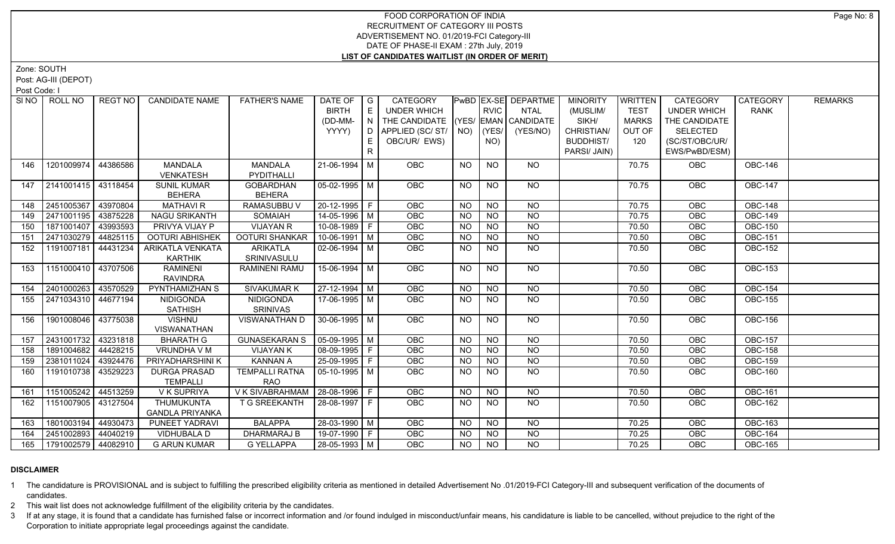# FOOD CORPORATION OF INDIA
## RECRUITMENT OF CATEGORY III POSTS
### ADVERTISEMENT NO. 01/2019-FCI Category-III
### DATE OF PHASE-II EXAM : 27th July, 2019
### LIST OF CANDIDATES WAITLIST (IN ORDER OF MERIT)

Zone: SOUTH

Post: AG-III (DEPOT)

Post Code: I

| Sl NO | ROLL NO | REGT NO | CANDIDATE NAME | FATHER'S NAME | DATE OF BIRTH (DD-MM-YYYY) | GENDER | CATEGORY UNDER WHICH THE CANDIDATE APPLIED (SC/ ST/ OBC/UR/ EWS) | PwBD (YES/ NO) | EX-SERVICEMAN (YES/ NO) | DEPARTMENTAL CANDIDATE (YES/NO) | MINORITY (MUSLIM/ SIKH/ CHRISTIAN/ BUDDHIST/ PARSI/ JAIN) | WRITTEN TEST MARKS OUT OF 120 | CATEGORY UNDER WHICH THE CANDIDATE SELECTED (SC/ST/OBC/UR/ EWS/PwBD/ESM) | CATEGORY RANK | REMARKS |
|---|---|---|---|---|---|---|---|---|---|---|---|---|---|---|---|
| 146 | 1201009974 | 44386586 | MANDALA VENKATESH | MANDALA PYDITHALLI | 21-06-1994 | M | OBC | NO | NO | NO | | 70.75 | OBC | OBC-146 | |
| 147 | 2141001415 | 43118454 | SUNIL KUMAR BEHERA | GOBARDHAN BEHERA | 05-02-1995 | M | OBC | NO | NO | NO | | 70.75 | OBC | OBC-147 | |
| 148 | 2451005367 | 43970804 | MATHAVI R | RAMASUBBU V | 20-12-1995 | F | OBC | NO | NO | NO | | 70.75 | OBC | OBC-148 | |
| 149 | 2471001195 | 43875228 | NAGU SRIKANTH | SOMAIAH | 14-05-1996 | M | OBC | NO | NO | NO | | 70.75 | OBC | OBC-149 | |
| 150 | 1871001407 | 43993593 | PRIVYA VIJAY P | VIJAYAN R | 10-08-1989 | F | OBC | NO | NO | NO | | 70.50 | OBC | OBC-150 | |
| 151 | 2471030279 | 44825115 | OOTURI ABHISHEK | OOTURI SHANKAR | 10-06-1991 | M | OBC | NO | NO | NO | | 70.50 | OBC | OBC-151 | |
| 152 | 1191007181 | 44431234 | ARIKATLA VENKATA KARTHIK | ARIKATLA SRINIVASULU | 02-06-1994 | M | OBC | NO | NO | NO | | 70.50 | OBC | OBC-152 | |
| 153 | 1151000410 | 43707506 | RAMINENI RAVINDRA | RAMINENI RAMU | 15-06-1994 | M | OBC | NO | NO | NO | | 70.50 | OBC | OBC-153 | |
| 154 | 2401000263 | 43570529 | PYNTHAMIZHAN S | SIVAKUMAR K | 27-12-1994 | M | OBC | NO | NO | NO | | 70.50 | OBC | OBC-154 | |
| 155 | 2471034310 | 44677194 | NIDIGONDA SATHISH | NIDIGONDA SRINIVAS | 17-06-1995 | M | OBC | NO | NO | NO | | 70.50 | OBC | OBC-155 | |
| 156 | 1901008046 | 43775038 | VISHNU VISWANATHAN | VISWANATHAN D | 30-06-1995 | M | OBC | NO | NO | NO | | 70.50 | OBC | OBC-156 | |
| 157 | 2431001732 | 43231818 | BHARATH G | GUNASEKARAN S | 05-09-1995 | M | OBC | NO | NO | NO | | 70.50 | OBC | OBC-157 | |
| 158 | 1891004682 | 44428215 | VRUNDHA V M | VIJAYAN K | 08-09-1995 | F | OBC | NO | NO | NO | | 70.50 | OBC | OBC-158 | |
| 159 | 2381011024 | 43924476 | PRIYADHARSHINI K | KANNAN A | 25-09-1995 | F | OBC | NO | NO | NO | | 70.50 | OBC | OBC-159 | |
| 160 | 1191010738 | 43529223 | DURGA PRASAD TEMPALLI | TEMPALLI RATNA RAO | 05-10-1995 | M | OBC | NO | NO | NO | | 70.50 | OBC | OBC-160 | |
| 161 | 1151005242 | 44513259 | V K SUPRIYA | V K SIVABRAHMAM | 28-08-1996 | F | OBC | NO | NO | NO | | 70.50 | OBC | OBC-161 | |
| 162 | 1151007905 | 43127504 | THUMUKUNTA GANDLA PRIYANKA | T G SREEKANTH | 28-08-1997 | F | OBC | NO | NO | NO | | 70.50 | OBC | OBC-162 | |
| 163 | 1801003194 | 44930473 | PUNEET YADRAVI | BALAPPA | 28-03-1990 | M | OBC | NO | NO | NO | | 70.25 | OBC | OBC-163 | |
| 164 | 2451002893 | 44040219 | VIDHUBALA D | DHARMARAJ B | 19-07-1990 | F | OBC | NO | NO | NO | | 70.25 | OBC | OBC-164 | |
| 165 | 1791002579 | 44082910 | G ARUN KUMAR | G YELLAPPA | 28-05-1993 | M | OBC | NO | NO | NO | | 70.25 | OBC | OBC-165 | |

**DISCLAIMER**

1. The candidature is PROVISIONAL and is subject to fulfilling the prescribed eligibility criteria as mentioned in detailed Advertisement No .01/2019-FCI Category-III and subsequent verification of the documents of candidates.
2. This wait list does not acknowledge fulfillment of the eligibility criteria by the candidates.
3. If at any stage, it is found that a candidate has furnished false or incorrect information and /or found indulged in misconduct/unfair means, his candidature is liable to be cancelled, without prejudice to the right of the Corporation to initiate appropriate legal proceedings against the candidate.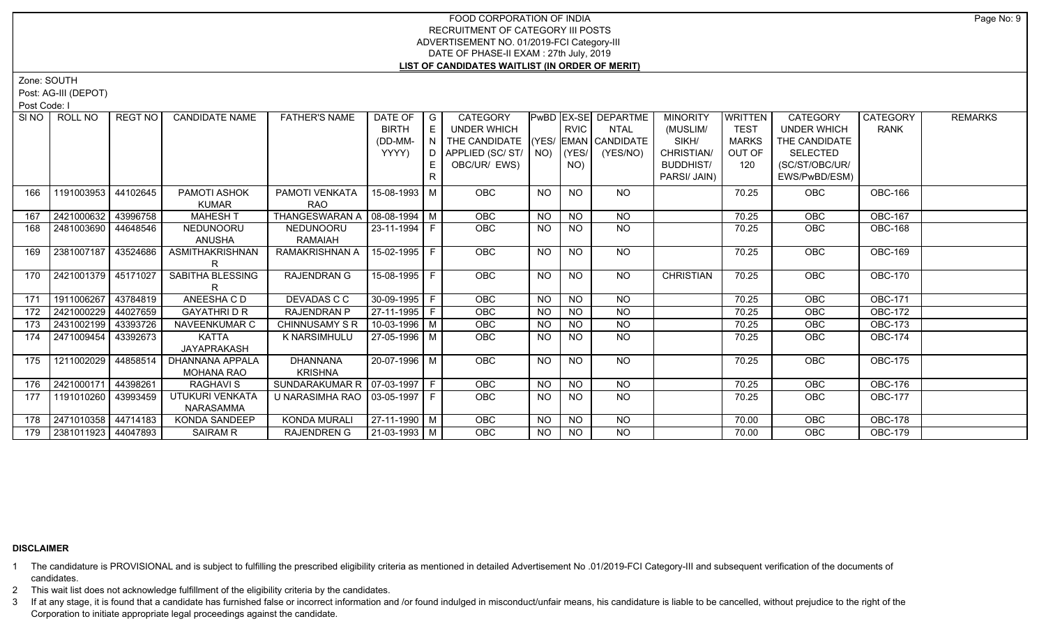# FOOD CORPORATION OF INDIA
## RECRUITMENT OF CATEGORY III POSTS
## ADVERTISEMENT NO. 01/2019-FCI Category-III
## DATE OF PHASE-II EXAM : 27th July, 2019
## LIST OF CANDIDATES WAITLIST (IN ORDER OF MERIT)

Zone: SOUTH

Post: AG-III (DEPOT)

Post Code: I

| SI NO | ROLL NO | REGT NO | CANDIDATE NAME | FATHER'S NAME | DATE OF BIRTH (DD-MM-YYYY) | GENDER | CATEGORY UNDER WHICH THE CANDIDATE APPLIED (SC/ ST/ OBC/UR/ EWS) | PwBD (YES/ NO) | EX-SERVICEMAN (YES/ NO) | DEPARTMENTAL CANDIDATE (YES/NO) | MINORITY (MUSLIM/ SIKH/ CHRISTIAN/ BUDDHIST/ PARSI/ JAIN) | WRITTEN TEST MARKS OUT OF 120 | CATEGORY UNDER WHICH THE CANDIDATE SELECTED (SC/ST/OBC/UR/ EWS/PwBD/ESM) | CATEGORY RANK | REMARKS |
|---|---|---|---|---|---|---|---|---|---|---|---|---|---|---|---|
| 166 | 1191003953 | 44102645 | PAMOTI ASHOK KUMAR | PAMOTI VENKATA RAO | 15-08-1993 | M | OBC | NO | NO | NO | | 70.25 | OBC | OBC-166 | |
| 167 | 2421000632 | 43996758 | MAHESH T | THANGESWARAN A | 08-08-1994 | M | OBC | NO | NO | NO | | 70.25 | OBC | OBC-167 | |
| 168 | 2481003690 | 44648546 | NEDUNOORU ANUSHA | NEDUNOORU RAMAIAH | 23-11-1994 | F | OBC | NO | NO | NO | | 70.25 | OBC | OBC-168 | |
| 169 | 2381007187 | 43524686 | ASMITHAKRISHNAN R | RAMAKRISHNAN A | 15-02-1995 | F | OBC | NO | NO | NO | | 70.25 | OBC | OBC-169 | |
| 170 | 2421001379 | 45171027 | SABITHA BLESSING R | RAJENDRAN G | 15-08-1995 | F | OBC | NO | NO | NO | CHRISTIAN | 70.25 | OBC | OBC-170 | |
| 171 | 1911006267 | 43784819 | ANEESHA C D | DEVADAS C C | 30-09-1995 | F | OBC | NO | NO | NO | | 70.25 | OBC | OBC-171 | |
| 172 | 2421000229 | 44027659 | GAYATHRI D R | RAJENDRAN P | 27-11-1995 | F | OBC | NO | NO | NO | | 70.25 | OBC | OBC-172 | |
| 173 | 2431002199 | 43393726 | NAVEENKUMAR C | CHINNUSAMY S R | 10-03-1996 | M | OBC | NO | NO | NO | | 70.25 | OBC | OBC-173 | |
| 174 | 2471009454 | 43392673 | KATTA JAYAPRAKASH | K NARSIMHULU | 27-05-1996 | M | OBC | NO | NO | NO | | 70.25 | OBC | OBC-174 | |
| 175 | 1211002029 | 44858514 | DHANNANA APPALA MOHANA RAO | DHANNANA KRISHNA | 20-07-1996 | M | OBC | NO | NO | NO | | 70.25 | OBC | OBC-175 | |
| 176 | 2421000171 | 44398261 | RAGHAVI S | SUNDARAKUMAR R | 07-03-1997 | F | OBC | NO | NO | NO | | 70.25 | OBC | OBC-176 | |
| 177 | 1191010260 | 43993459 | UTUKURI VENKATA NARASAMMA | U NARASIMHA RAO | 03-05-1997 | F | OBC | NO | NO | NO | | 70.25 | OBC | OBC-177 | |
| 178 | 2471010358 | 44714183 | KONDA SANDEEP | KONDA MURALI | 27-11-1990 | M | OBC | NO | NO | NO | | 70.00 | OBC | OBC-178 | |
| 179 | 2381011923 | 44047893 | SAIRAM R | RAJENDREN G | 21-03-1993 | M | OBC | NO | NO | NO | | 70.00 | OBC | OBC-179 | |

**DISCLAIMER**

1 The candidature is PROVISIONAL and is subject to fulfilling the prescribed eligibility criteria as mentioned in detailed Advertisement No .01/2019-FCI Category-III and subsequent verification of the documents of candidates.

2 This wait list does not acknowledge fulfillment of the eligibility criteria by the candidates.

3 If at any stage, it is found that a candidate has furnished false or incorrect information and /or found indulged in misconduct/unfair means, his candidature is liable to be cancelled, without prejudice to the right of the Corporation to initiate appropriate legal proceedings against the candidate.